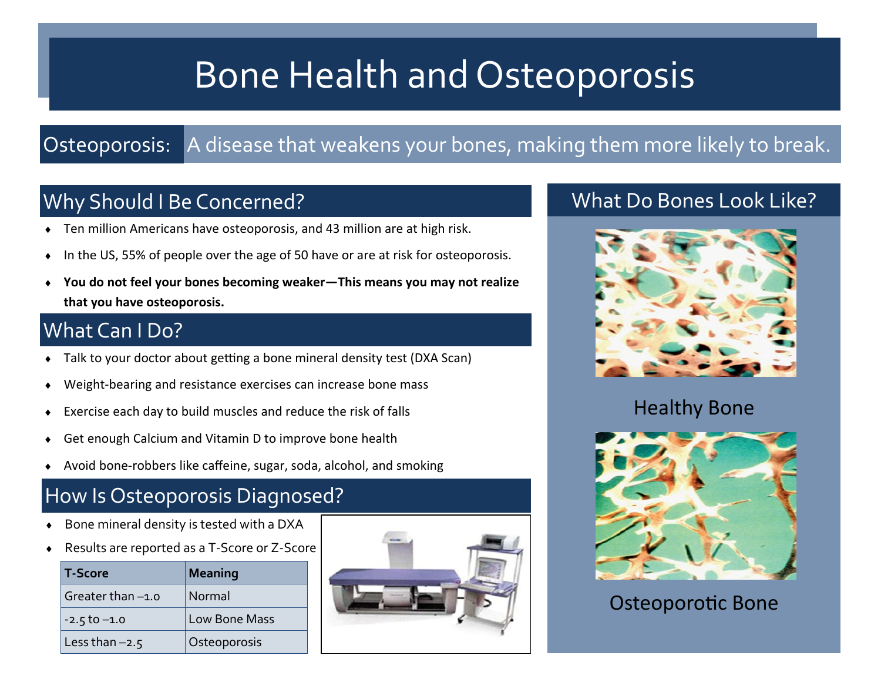# Bone Health and Osteoporosis

**Osteoporosis:** A disease that weakens your bones, making them more likely to break.

## Why Should I Be Concerned?

- Ten million Americans have osteoporosis, and 43 million are at high risk.
- In the US, 55% of people over the age of 50 have or are at risk for osteoporosis.
- **You do not feel your bones becoming weaker—This means you may not realize that you have osteoporosis.**

## What Can I Do?

- Talk to your doctor about getting a bone mineral density test (DXA Scan)
- Weight-bearing and resistance exercises can increase bone mass
- Exercise each day to build muscles and reduce the risk of falls
- Get enough Calcium and Vitamin D to improve bone health
- Avoid bone-robbers like caffeine, sugar, soda, alcohol, and smoking

## How Is Osteoporosis Diagnosed?

- Bone mineral density is tested with a DXA
- Results are reported as a T-Score or Z-Score

| T-Score | Meaning |
| --- | --- |
| Greater than –1.0 | Normal |
| -2.5 to –1.0 | Low Bone Mass |
| Less than –2.5 | Osteoporosis |

## What Do Bones Look Like?

Healthy Bone

Osteoporotic Bone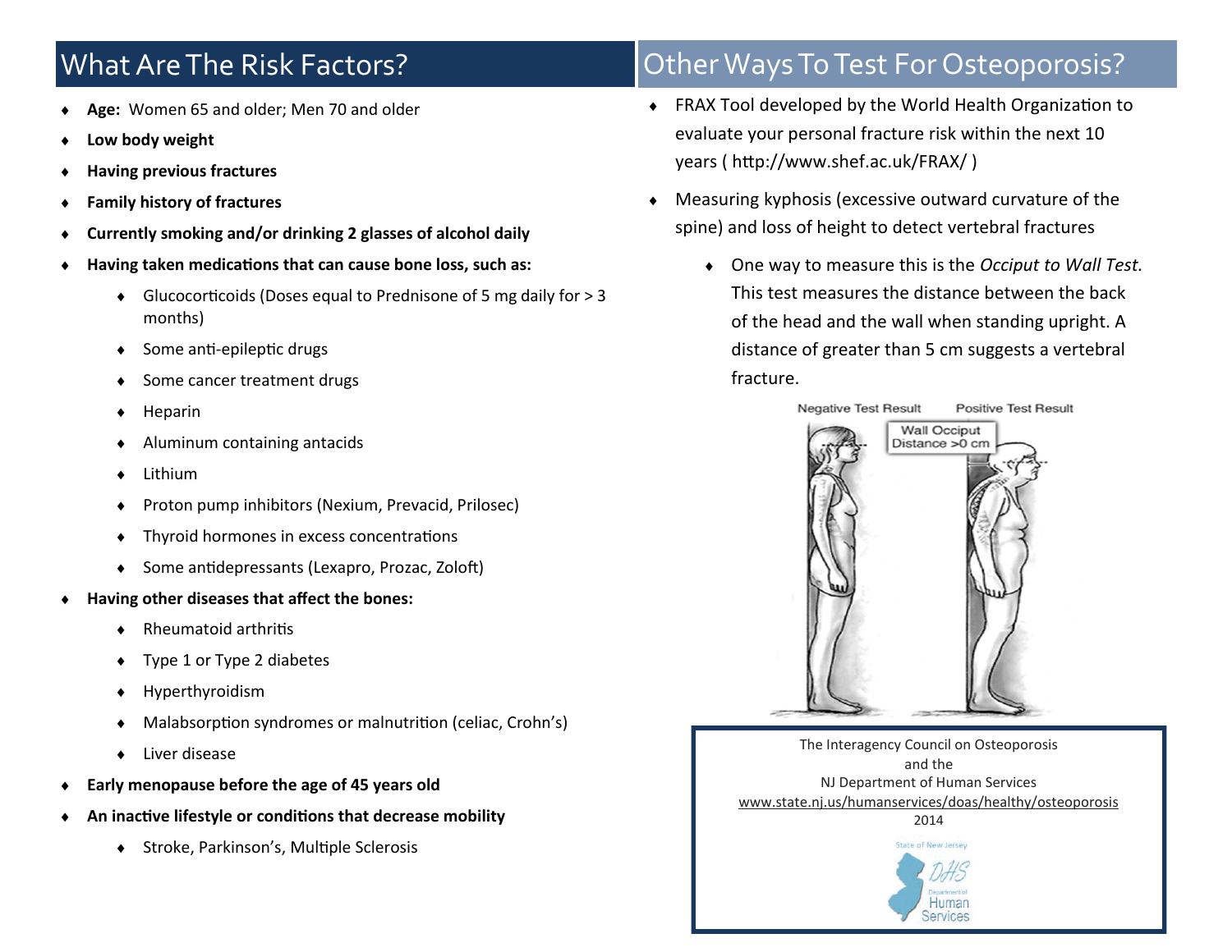## What Are The Risk Factors?

- **Age:** Women 65 and older; Men 70 and older
- **Low body weight**
- **Having previous fractures**
- **Family history of fractures**
- **Currently smoking and/or drinking 2 glasses of alcohol daily**
- **Having taken medications that can cause bone loss, such as:**
    - Glucocorticoids (Doses equal to Prednisone of 5 mg daily for > 3 months)
    - Some anti-epileptic drugs
    - Some cancer treatment drugs
    - Heparin
    - Aluminum containing antacids
    - Lithium
    - Proton pump inhibitors (Nexium, Prevacid, Prilosec)
    - Thyroid hormones in excess concentrations
    - Some antidepressants (Lexapro, Prozac, Zoloft)
- **Having other diseases that affect the bones:**
    - Rheumatoid arthritis
    - Type 1 or Type 2 diabetes
    - Hyperthyroidism
    - Malabsorption syndromes or malnutrition (celiac, Crohn's)
    - Liver disease
- **Early menopause before the age of 45 years old**
- **An inactive lifestyle or conditions that decrease mobility**
    - Stroke, Parkinson's, Multiple Sclerosis

## Other Ways To Test For Osteoporosis?

- FRAX Tool developed by the World Health Organization to evaluate your personal fracture risk within the next 10 years ( http://www.shef.ac.uk/FRAX/ )
- Measuring kyphosis (excessive outward curvature of the spine) and loss of height to detect vertebral fractures
    - One way to measure this is the *Occiput to Wall Test.* This test measures the distance between the back of the head and the wall when standing upright. A distance of greater than 5 cm suggests a vertebral fracture.

Negative Test Result

Positive Test Result

Wall Occiput Distance >0 cm

The Interagency Council on Osteoporosis
and the
NJ Department of Human Services
www.state.nj.us/humanservices/doas/healthy/osteoporosis
2014

State of New Jersey
DHS
Department of Human Services